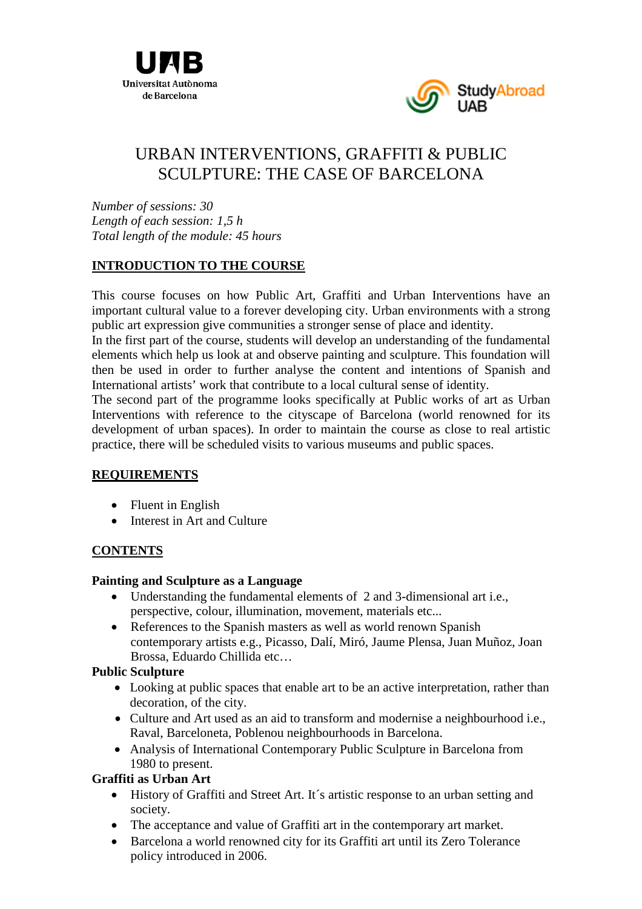# URBAN INTERVENTIONS, GRAFFITI & PUBLIC SCULPTURE: THE CASE OF BARCELONA

*Number of sessions: 30*
*Length of each session: 1,5 h*
*Total length of the module: 45 hours*

## INTRODUCTION TO THE COURSE

This course focuses on how Public Art, Graffiti and Urban Interventions have an important cultural value to a forever developing city. Urban environments with a strong public art expression give communities a stronger sense of place and identity.
In the first part of the course, students will develop an understanding of the fundamental elements which help us look at and observe painting and sculpture. This foundation will then be used in order to further analyse the content and intentions of Spanish and International artists' work that contribute to a local cultural sense of identity.
The second part of the programme looks specifically at Public works of art as Urban Interventions with reference to the cityscape of Barcelona (world renowned for its development of urban spaces). In order to maintain the course as close to real artistic practice, there will be scheduled visits to various museums and public spaces.

## REQUIREMENTS

- Fluent in English
- Interest in Art and Culture

## CONTENTS

### Painting and Sculpture as a Language

- Understanding the fundamental elements of 2 and 3-dimensional art i.e., perspective, colour, illumination, movement, materials etc...
- References to the Spanish masters as well as world renown Spanish contemporary artists e.g., Picasso, Dalí, Miró, Jaume Plensa, Juan Muñoz, Joan Brossa, Eduardo Chillida etc…

### Public Sculpture

- Looking at public spaces that enable art to be an active interpretation, rather than decoration, of the city.
- Culture and Art used as an aid to transform and modernise a neighbourhood i.e., Raval, Barceloneta, Poblenou neighbourhoods in Barcelona.
- Analysis of International Contemporary Public Sculpture in Barcelona from 1980 to present.

### Graffiti as Urban Art

- History of Graffiti and Street Art. It´s artistic response to an urban setting and society.
- The acceptance and value of Graffiti art in the contemporary art market.
- Barcelona a world renowned city for its Graffiti art until its Zero Tolerance policy introduced in 2006.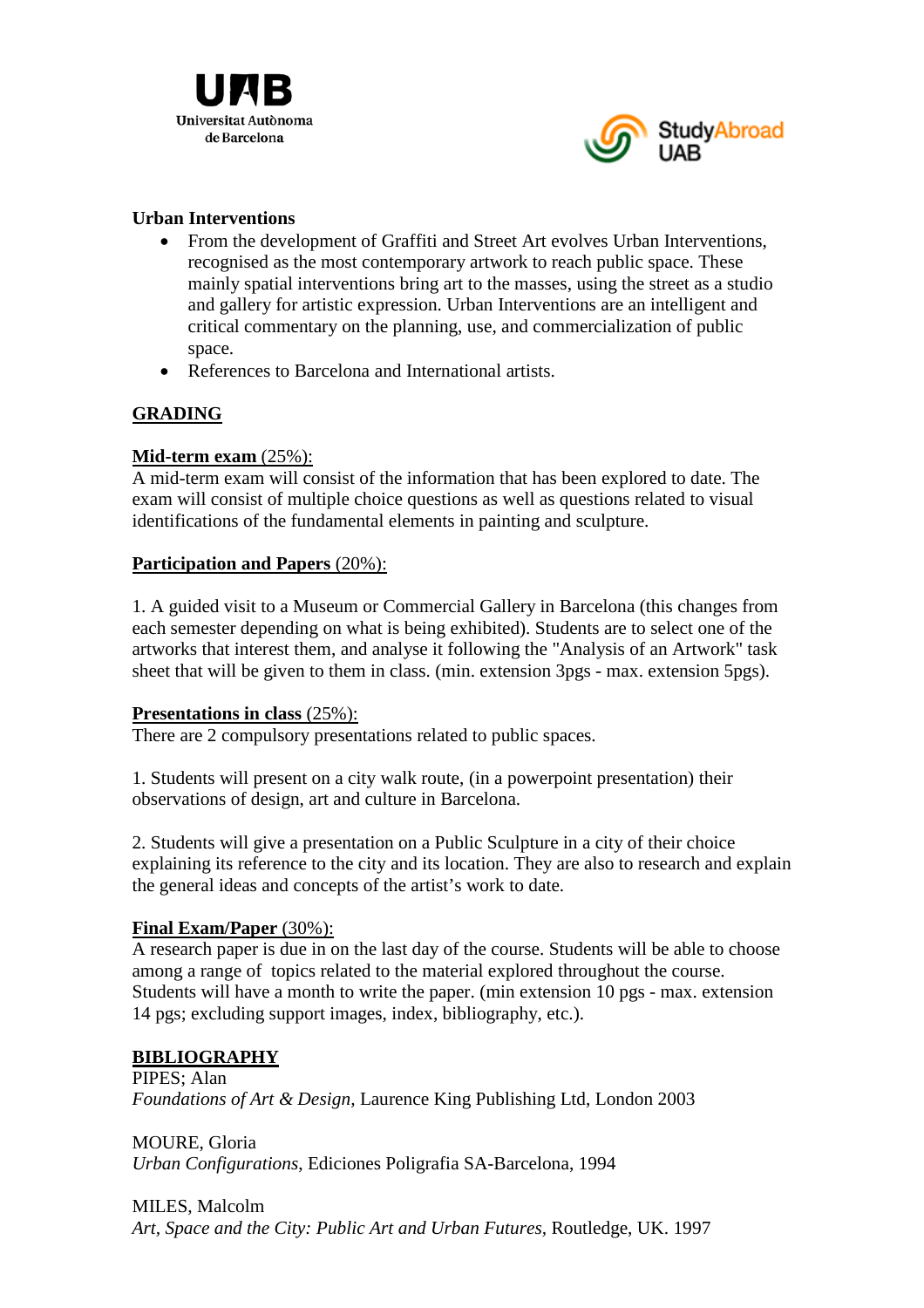**Urban Interventions**

- From the development of Graffiti and Street Art evolves Urban Interventions, recognised as the most contemporary artwork to reach public space. These mainly spatial interventions bring art to the masses, using the street as a studio and gallery for artistic expression. Urban Interventions are an intelligent and critical commentary on the planning, use, and commercialization of public space.
- References to Barcelona and International artists.

## GRADING

**Mid-term exam** (25%):
A mid-term exam will consist of the information that has been explored to date. The exam will consist of multiple choice questions as well as questions related to visual identifications of the fundamental elements in painting and sculpture.

**Participation and Papers** (20%):

1. A guided visit to a Museum or Commercial Gallery in Barcelona (this changes from each semester depending on what is being exhibited). Students are to select one of the artworks that interest them, and analyse it following the "Analysis of an Artwork" task sheet that will be given to them in class. (min. extension 3pgs - max. extension 5pgs).

**Presentations in class** (25%):
There are 2 compulsory presentations related to public spaces.

1. Students will present on a city walk route, (in a powerpoint presentation) their observations of design, art and culture in Barcelona.

2. Students will give a presentation on a Public Sculpture in a city of their choice explaining its reference to the city and its location. They are also to research and explain the general ideas and concepts of the artist's work to date.

**Final Exam/Paper** (30%):
A research paper is due in on the last day of the course. Students will be able to choose among a range of topics related to the material explored throughout the course. Students will have a month to write the paper. (min extension 10 pgs - max. extension 14 pgs; excluding support images, index, bibliography, etc.).

## BIBLIOGRAPHY

PIPES; Alan
*Foundations of Art & Design*, Laurence King Publishing Ltd, London 2003

MOURE, Gloria
*Urban Configurations*, Ediciones Poligrafia SA-Barcelona, 1994

MILES, Malcolm
*Art, Space and the City: Public Art and Urban Futures*, Routledge, UK. 1997